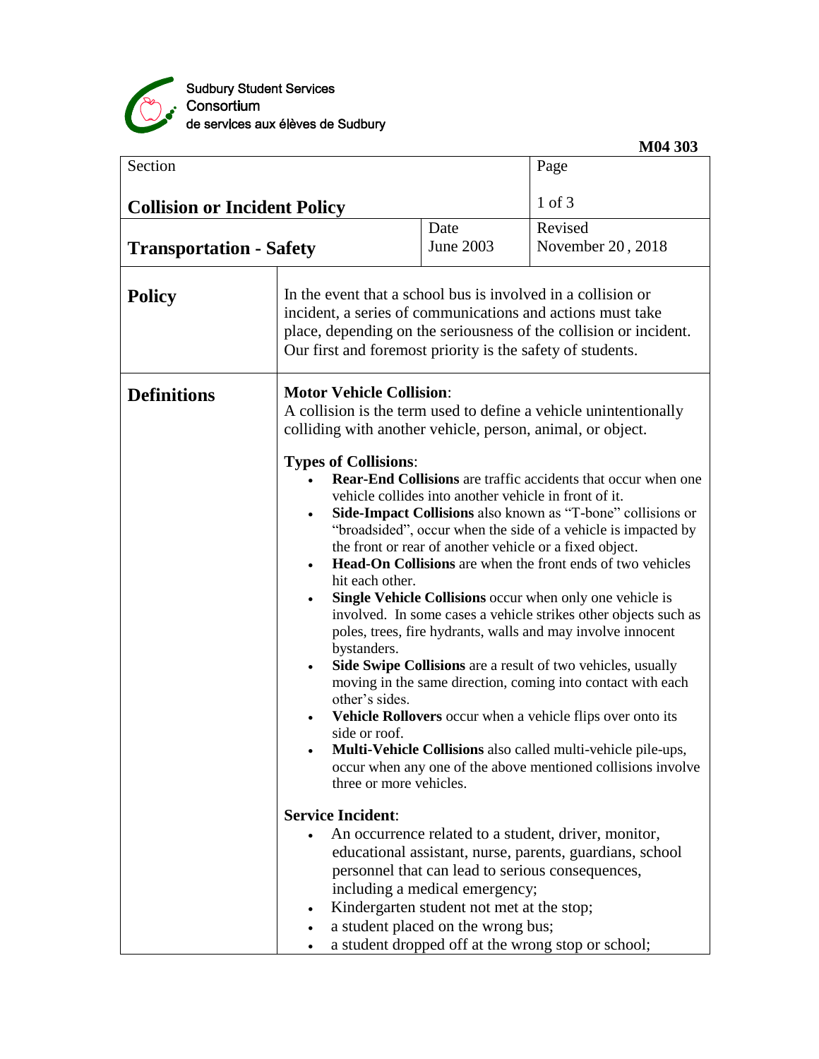Sudbury Student Services Consortium
de services aux élèves de Sudbury

**M04 303**

| Section | | Page |
|---|---|---|
| **Collision or Incident Policy** | | 1 of 3 |
| **Transportation - Safety** | Date June 2003 | Revised November 20 , 2018 |

## Policy

In the event that a school bus is involved in a collision or incident, a series of communications and actions must take place, depending on the seriousness of the collision or incident. Our first and foremost priority is the safety of students.

## Definitions

**Motor Vehicle Collision**:
A collision is the term used to define a vehicle unintentionally colliding with another vehicle, person, animal, or object.

**Types of Collisions**:

- **Rear-End Collisions** are traffic accidents that occur when one vehicle collides into another vehicle in front of it.
- **Side-Impact Collisions** also known as "T-bone" collisions or "broadsided", occur when the side of a vehicle is impacted by the front or rear of another vehicle or a fixed object.
- **Head-On Collisions** are when the front ends of two vehicles hit each other.
- **Single Vehicle Collisions** occur when only one vehicle is involved. In some cases a vehicle strikes other objects such as poles, trees, fire hydrants, walls and may involve innocent bystanders.
- **Side Swipe Collisions** are a result of two vehicles, usually moving in the same direction, coming into contact with each other's sides.
- **Vehicle Rollovers** occur when a vehicle flips over onto its side or roof.
- **Multi-Vehicle Collisions** also called multi-vehicle pile-ups, occur when any one of the above mentioned collisions involve three or more vehicles.

**Service Incident**:

- An occurrence related to a student, driver, monitor, educational assistant, nurse, parents, guardians, school personnel that can lead to serious consequences, including a medical emergency;
- Kindergarten student not met at the stop;
- a student placed on the wrong bus;
- a student dropped off at the wrong stop or school;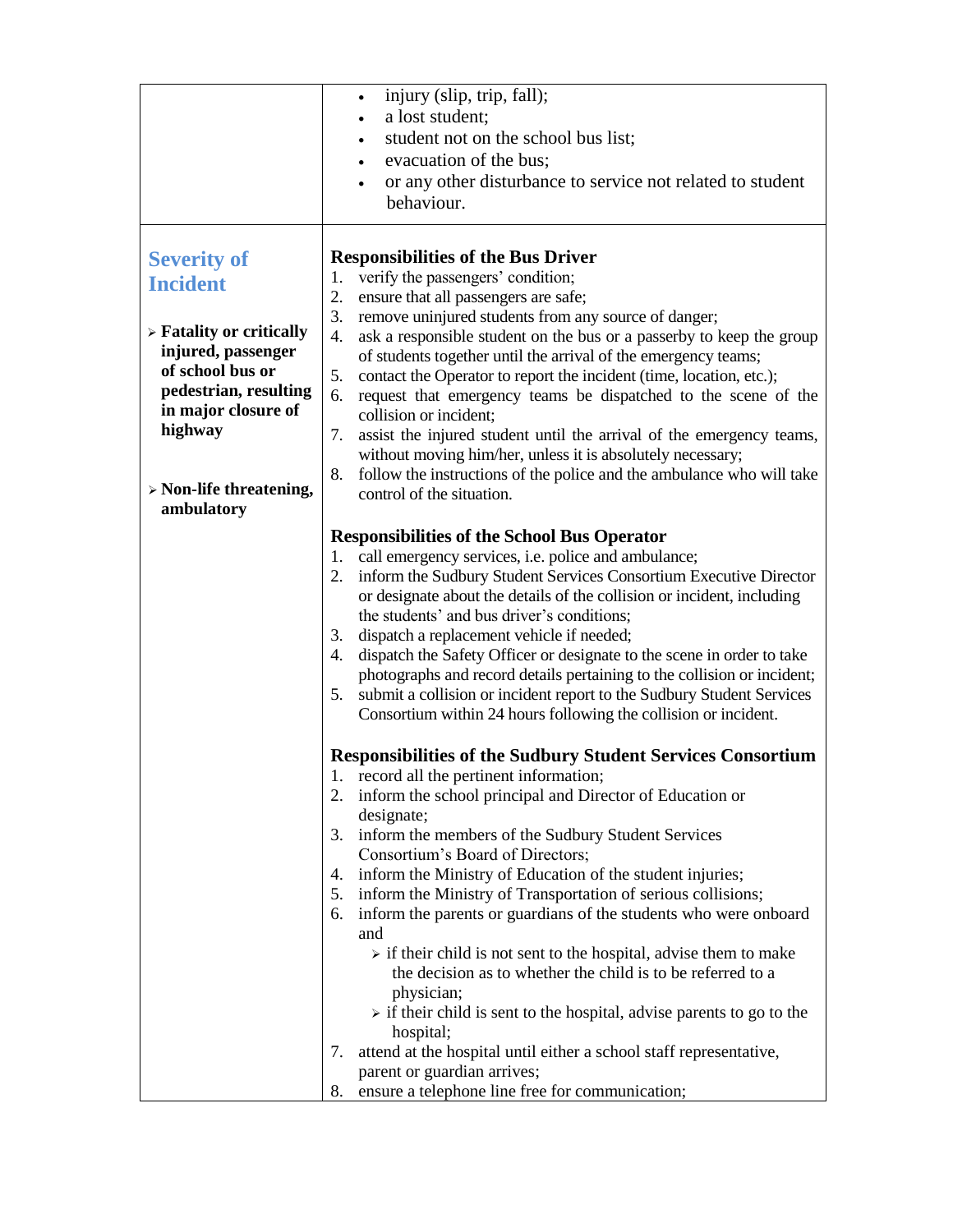| | |
|---|---|
| | • injury (slip, trip, fall);<br>• a lost student;<br>• student not on the school bus list;<br>• evacuation of the bus;<br>• or any other disturbance to service not related to student behaviour. |
| **Severity of Incident**<br><br>➢ **Fatality or critically injured, passenger of school bus or pedestrian, resulting in major closure of highway**<br><br>➢ **Non-life threatening, ambulatory** | **Responsibilities of the Bus Driver**<br>1. verify the passengers' condition;<br>2. ensure that all passengers are safe;<br>3. remove uninjured students from any source of danger;<br>4. ask a responsible student on the bus or a passerby to keep the group of students together until the arrival of the emergency teams;<br>5. contact the Operator to report the incident (time, location, etc.);<br>6. request that emergency teams be dispatched to the scene of the collision or incident;<br>7. assist the injured student until the arrival of the emergency teams, without moving him/her, unless it is absolutely necessary;<br>8. follow the instructions of the police and the ambulance who will take control of the situation.<br><br>**Responsibilities of the School Bus Operator**<br>1. call emergency services, i.e. police and ambulance;<br>2. inform the Sudbury Student Services Consortium Executive Director or designate about the details of the collision or incident, including the students' and bus driver's conditions;<br>3. dispatch a replacement vehicle if needed;<br>4. dispatch the Safety Officer or designate to the scene in order to take photographs and record details pertaining to the collision or incident;<br>5. submit a collision or incident report to the Sudbury Student Services Consortium within 24 hours following the collision or incident.<br><br>**Responsibilities of the Sudbury Student Services Consortium**<br>1. record all the pertinent information;<br>2. inform the school principal and Director of Education or designate;<br>3. inform the members of the Sudbury Student Services Consortium's Board of Directors;<br>4. inform the Ministry of Education of the student injuries;<br>5. inform the Ministry of Transportation of serious collisions;<br>6. inform the parents or guardians of the students who were onboard and<br>➢ if their child is not sent to the hospital, advise them to make the decision as to whether the child is to be referred to a physician;<br>➢ if their child is sent to the hospital, advise parents to go to the hospital;<br>7. attend at the hospital until either a school staff representative, parent or guardian arrives;<br>8. ensure a telephone line free for communication; |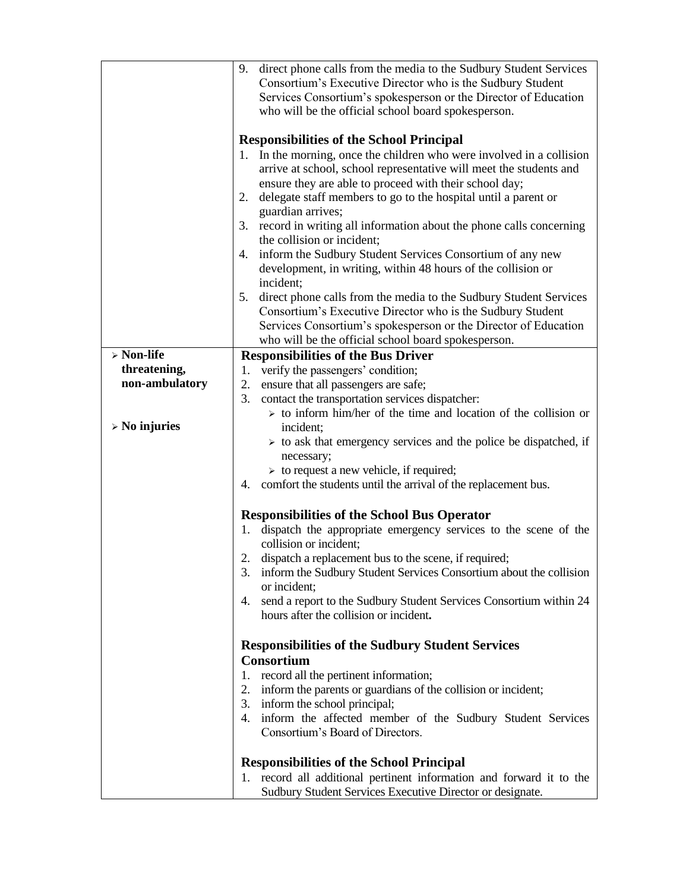| | |
|---|---|
| | 9. direct phone calls from the media to the Sudbury Student Services Consortium's Executive Director who is the Sudbury Student Services Consortium's spokesperson or the Director of Education who will be the official school board spokesperson.<br><br>**Responsibilities of the School Principal**<br>1. In the morning, once the children who were involved in a collision arrive at school, school representative will meet the students and ensure they are able to proceed with their school day;<br>2. delegate staff members to go to the hospital until a parent or guardian arrives;<br>3. record in writing all information about the phone calls concerning the collision or incident;<br>4. inform the Sudbury Student Services Consortium of any new development, in writing, within 48 hours of the collision or incident;<br>5. direct phone calls from the media to the Sudbury Student Services Consortium's Executive Director who is the Sudbury Student Services Consortium's spokesperson or the Director of Education who will be the official school board spokesperson. |
| ➢ **Non-life threatening, non-ambulatory**<br><br>➢ **No injuries** | **Responsibilities of the Bus Driver**<br>1. verify the passengers' condition;<br>2. ensure that all passengers are safe;<br>3. contact the transportation services dispatcher:<br>➢ to inform him/her of the time and location of the collision or incident;<br>➢ to ask that emergency services and the police be dispatched, if necessary;<br>➢ to request a new vehicle, if required;<br>4. comfort the students until the arrival of the replacement bus.<br><br>**Responsibilities of the School Bus Operator**<br>1. dispatch the appropriate emergency services to the scene of the collision or incident;<br>2. dispatch a replacement bus to the scene, if required;<br>3. inform the Sudbury Student Services Consortium about the collision or incident;<br>4. send a report to the Sudbury Student Services Consortium within 24 hours after the collision or incident.<br><br>**Responsibilities of the Sudbury Student Services Consortium**<br>1. record all the pertinent information;<br>2. inform the parents or guardians of the collision or incident;<br>3. inform the school principal;<br>4. inform the affected member of the Sudbury Student Services Consortium's Board of Directors.<br><br>**Responsibilities of the School Principal**<br>1. record all additional pertinent information and forward it to the Sudbury Student Services Executive Director or designate. |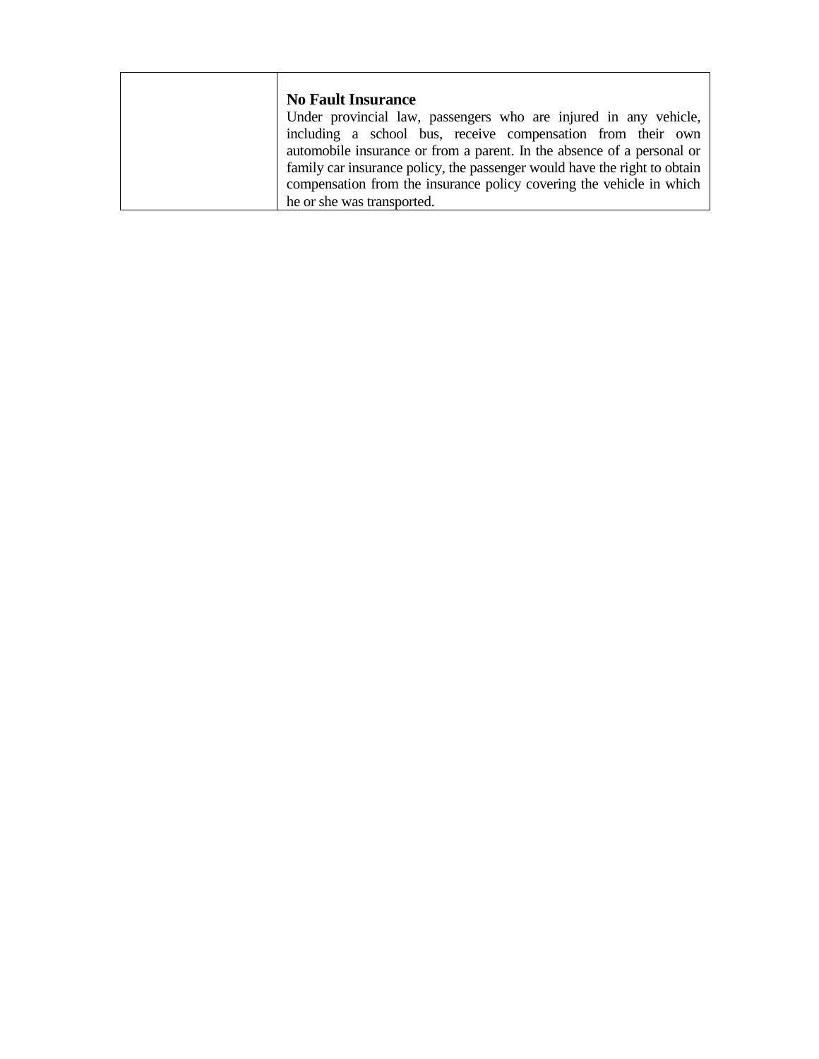| | |
|---|---|
| | **No Fault Insurance**<br>Under provincial law, passengers who are injured in any vehicle, including a school bus, receive compensation from their own automobile insurance or from a parent. In the absence of a personal or family car insurance policy, the passenger would have the right to obtain compensation from the insurance policy covering the vehicle in which he or she was transported. |